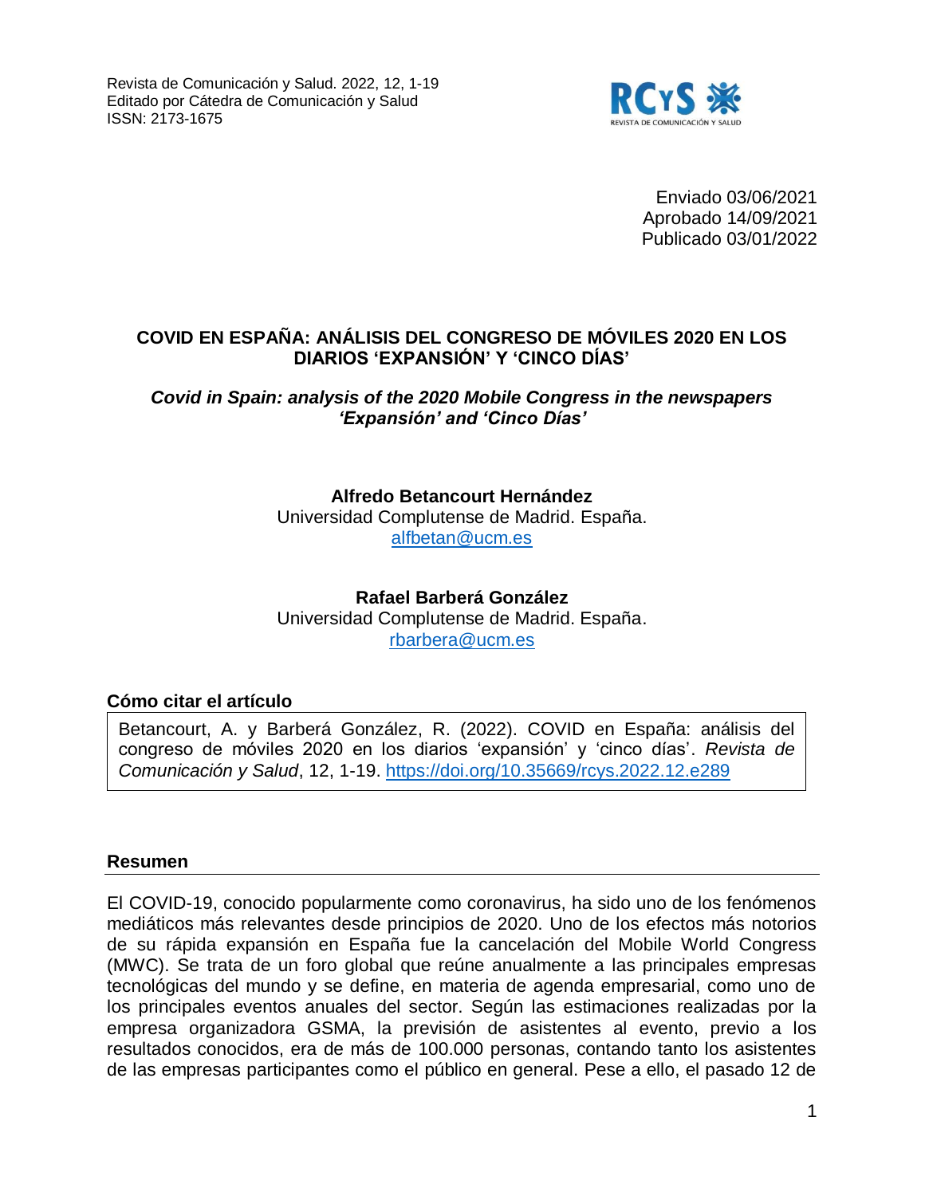Revista de Comunicación y Salud. 2022, 12, 1-19
Editado por Cátedra de Comunicación y Salud
ISSN: 2173-1675

Enviado 03/06/2021
Aprobado 14/09/2021
Publicado 03/01/2022

# COVID EN ESPAÑA: ANÁLISIS DEL CONGRESO DE MÓVILES 2020 EN LOS DIARIOS 'EXPANSIÓN' Y 'CINCO DÍAS'

## *Covid in Spain: analysis of the 2020 Mobile Congress in the newspapers 'Expansión' and 'Cinco Días'*

**Alfredo Betancourt Hernández**
Universidad Complutense de Madrid. España.
alfbetan@ucm.es

**Rafael Barberá González**
Universidad Complutense de Madrid. España.
rbarbera@ucm.es

### Cómo citar el artículo

Betancourt, A. y Barberá González, R. (2022). COVID en España: análisis del congreso de móviles 2020 en los diarios 'expansión' y 'cinco días'. *Revista de Comunicación y Salud*, 12, 1-19. https://doi.org/10.35669/rcys.2022.12.e289

### Resumen

El COVID-19, conocido popularmente como coronavirus, ha sido uno de los fenómenos mediáticos más relevantes desde principios de 2020. Uno de los efectos más notorios de su rápida expansión en España fue la cancelación del Mobile World Congress (MWC). Se trata de un foro global que reúne anualmente a las principales empresas tecnológicas del mundo y se define, en materia de agenda empresarial, como uno de los principales eventos anuales del sector. Según las estimaciones realizadas por la empresa organizadora GSMA, la previsión de asistentes al evento, previo a los resultados conocidos, era de más de 100.000 personas, contando tanto los asistentes de las empresas participantes como el público en general. Pese a ello, el pasado 12 de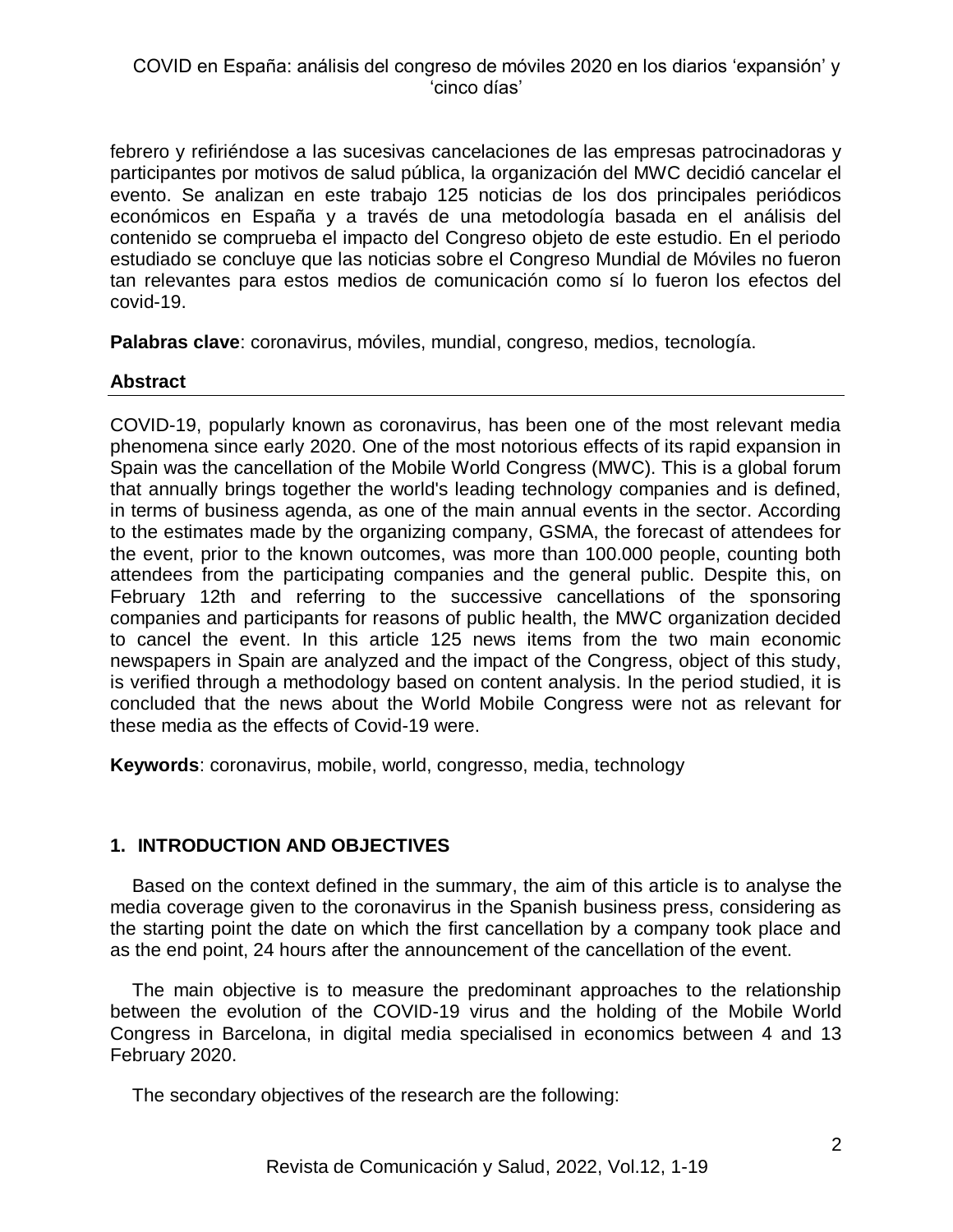febrero y refiriéndose a las sucesivas cancelaciones de las empresas patrocinadoras y participantes por motivos de salud pública, la organización del MWC decidió cancelar el evento. Se analizan en este trabajo 125 noticias de los dos principales periódicos económicos en España y a través de una metodología basada en el análisis del contenido se comprueba el impacto del Congreso objeto de este estudio. En el periodo estudiado se concluye que las noticias sobre el Congreso Mundial de Móviles no fueron tan relevantes para estos medios de comunicación como sí lo fueron los efectos del covid-19.

**Palabras clave**: coronavirus, móviles, mundial, congreso, medios, tecnología.

## Abstract

COVID-19, popularly known as coronavirus, has been one of the most relevant media phenomena since early 2020. One of the most notorious effects of its rapid expansion in Spain was the cancellation of the Mobile World Congress (MWC). This is a global forum that annually brings together the world's leading technology companies and is defined, in terms of business agenda, as one of the main annual events in the sector. According to the estimates made by the organizing company, GSMA, the forecast of attendees for the event, prior to the known outcomes, was more than 100.000 people, counting both attendees from the participating companies and the general public. Despite this, on February 12th and referring to the successive cancellations of the sponsoring companies and participants for reasons of public health, the MWC organization decided to cancel the event. In this article 125 news items from the two main economic newspapers in Spain are analyzed and the impact of the Congress, object of this study, is verified through a methodology based on content analysis. In the period studied, it is concluded that the news about the World Mobile Congress were not as relevant for these media as the effects of Covid-19 were.

**Keywords**: coronavirus, mobile, world, congresso, media, technology

## 1. INTRODUCTION AND OBJECTIVES

Based on the context defined in the summary, the aim of this article is to analyse the media coverage given to the coronavirus in the Spanish business press, considering as the starting point the date on which the first cancellation by a company took place and as the end point, 24 hours after the announcement of the cancellation of the event.

The main objective is to measure the predominant approaches to the relationship between the evolution of the COVID-19 virus and the holding of the Mobile World Congress in Barcelona, in digital media specialised in economics between 4 and 13 February 2020.

The secondary objectives of the research are the following: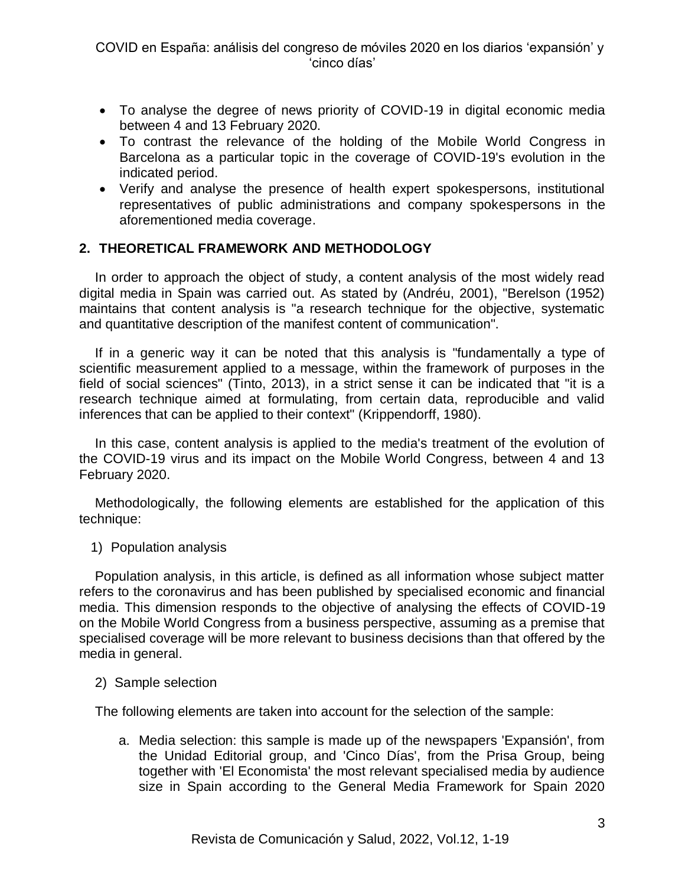- To analyse the degree of news priority of COVID-19 in digital economic media between 4 and 13 February 2020.
- To contrast the relevance of the holding of the Mobile World Congress in Barcelona as a particular topic in the coverage of COVID-19's evolution in the indicated period.
- Verify and analyse the presence of health expert spokespersons, institutional representatives of public administrations and company spokespersons in the aforementioned media coverage.

## 2. THEORETICAL FRAMEWORK AND METHODOLOGY

In order to approach the object of study, a content analysis of the most widely read digital media in Spain was carried out. As stated by (Andréu, 2001), "Berelson (1952) maintains that content analysis is "a research technique for the objective, systematic and quantitative description of the manifest content of communication".

If in a generic way it can be noted that this analysis is "fundamentally a type of scientific measurement applied to a message, within the framework of purposes in the field of social sciences" (Tinto, 2013), in a strict sense it can be indicated that "it is a research technique aimed at formulating, from certain data, reproducible and valid inferences that can be applied to their context" (Krippendorff, 1980).

In this case, content analysis is applied to the media's treatment of the evolution of the COVID-19 virus and its impact on the Mobile World Congress, between 4 and 13 February 2020.

Methodologically, the following elements are established for the application of this technique:

1) Population analysis

Population analysis, in this article, is defined as all information whose subject matter refers to the coronavirus and has been published by specialised economic and financial media. This dimension responds to the objective of analysing the effects of COVID-19 on the Mobile World Congress from a business perspective, assuming as a premise that specialised coverage will be more relevant to business decisions than that offered by the media in general.

2) Sample selection

The following elements are taken into account for the selection of the sample:

a. Media selection: this sample is made up of the newspapers 'Expansión', from the Unidad Editorial group, and 'Cinco Días', from the Prisa Group, being together with 'El Economista' the most relevant specialised media by audience size in Spain according to the General Media Framework for Spain 2020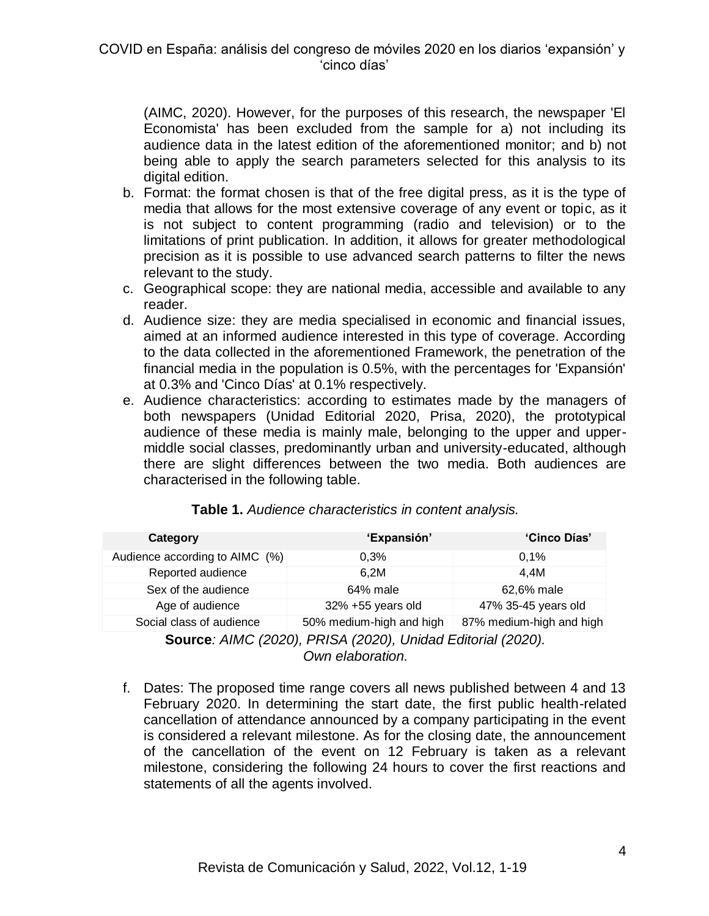(AIMC, 2020). However, for the purposes of this research, the newspaper 'El Economista' has been excluded from the sample for a) not including its audience data in the latest edition of the aforementioned monitor; and b) not being able to apply the search parameters selected for this analysis to its digital edition.

b. Format: the format chosen is that of the free digital press, as it is the type of media that allows for the most extensive coverage of any event or topic, as it is not subject to content programming (radio and television) or to the limitations of print publication. In addition, it allows for greater methodological precision as it is possible to use advanced search patterns to filter the news relevant to the study.
c. Geographical scope: they are national media, accessible and available to any reader.
d. Audience size: they are media specialised in economic and financial issues, aimed at an informed audience interested in this type of coverage. According to the data collected in the aforementioned Framework, the penetration of the financial media in the population is 0.5%, with the percentages for 'Expansión' at 0.3% and 'Cinco Días' at 0.1% respectively.
e. Audience characteristics: according to estimates made by the managers of both newspapers (Unidad Editorial 2020, Prisa, 2020), the prototypical audience of these media is mainly male, belonging to the upper and upper-middle social classes, predominantly urban and university-educated, although there are slight differences between the two media. Both audiences are characterised in the following table.

**Table 1.** *Audience characteristics in content analysis.*

| Category | 'Expansión' | 'Cinco Días' |
|---|---|---|
| Audience according to AIMC (%) | 0,3% | 0,1% |
| Reported audience | 6,2M | 4,4M |
| Sex of the audience | 64% male | 62,6% male |
| Age of audience | 32% +55 years old | 47% 35-45 years old |
| Social class of audience | 50% medium-high and high | 87% medium-high and high |

**Source***: AIMC (2020), PRISA (2020), Unidad Editorial (2020). Own elaboration.*

f. Dates: The proposed time range covers all news published between 4 and 13 February 2020. In determining the start date, the first public health-related cancellation of attendance announced by a company participating in the event is considered a relevant milestone. As for the closing date, the announcement of the cancellation of the event on 12 February is taken as a relevant milestone, considering the following 24 hours to cover the first reactions and statements of all the agents involved.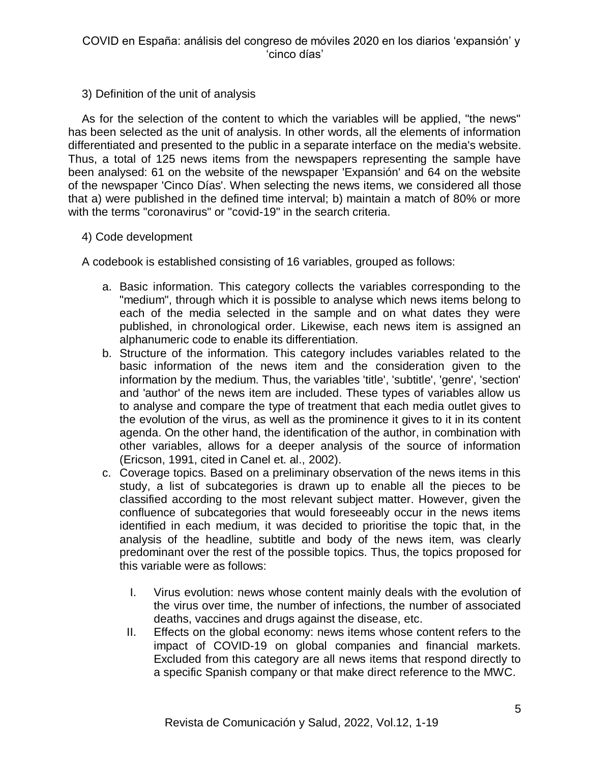3) Definition of the unit of analysis

As for the selection of the content to which the variables will be applied, "the news" has been selected as the unit of analysis. In other words, all the elements of information differentiated and presented to the public in a separate interface on the media's website. Thus, a total of 125 news items from the newspapers representing the sample have been analysed: 61 on the website of the newspaper 'Expansión' and 64 on the website of the newspaper 'Cinco Días'. When selecting the news items, we considered all those that a) were published in the defined time interval; b) maintain a match of 80% or more with the terms "coronavirus" or "covid-19" in the search criteria.

4) Code development

A codebook is established consisting of 16 variables, grouped as follows:

a. Basic information. This category collects the variables corresponding to the "medium", through which it is possible to analyse which news items belong to each of the media selected in the sample and on what dates they were published, in chronological order. Likewise, each news item is assigned an alphanumeric code to enable its differentiation.
b. Structure of the information. This category includes variables related to the basic information of the news item and the consideration given to the information by the medium. Thus, the variables 'title', 'subtitle', 'genre', 'section' and 'author' of the news item are included. These types of variables allow us to analyse and compare the type of treatment that each media outlet gives to the evolution of the virus, as well as the prominence it gives to it in its content agenda. On the other hand, the identification of the author, in combination with other variables, allows for a deeper analysis of the source of information (Ericson, 1991, cited in Canel et. al., 2002).
c. Coverage topics. Based on a preliminary observation of the news items in this study, a list of subcategories is drawn up to enable all the pieces to be classified according to the most relevant subject matter. However, given the confluence of subcategories that would foreseeably occur in the news items identified in each medium, it was decided to prioritise the topic that, in the analysis of the headline, subtitle and body of the news item, was clearly predominant over the rest of the possible topics. Thus, the topics proposed for this variable were as follows:

    I. Virus evolution: news whose content mainly deals with the evolution of the virus over time, the number of infections, the number of associated deaths, vaccines and drugs against the disease, etc.
    II. Effects on the global economy: news items whose content refers to the impact of COVID-19 on global companies and financial markets. Excluded from this category are all news items that respond directly to a specific Spanish company or that make direct reference to the MWC.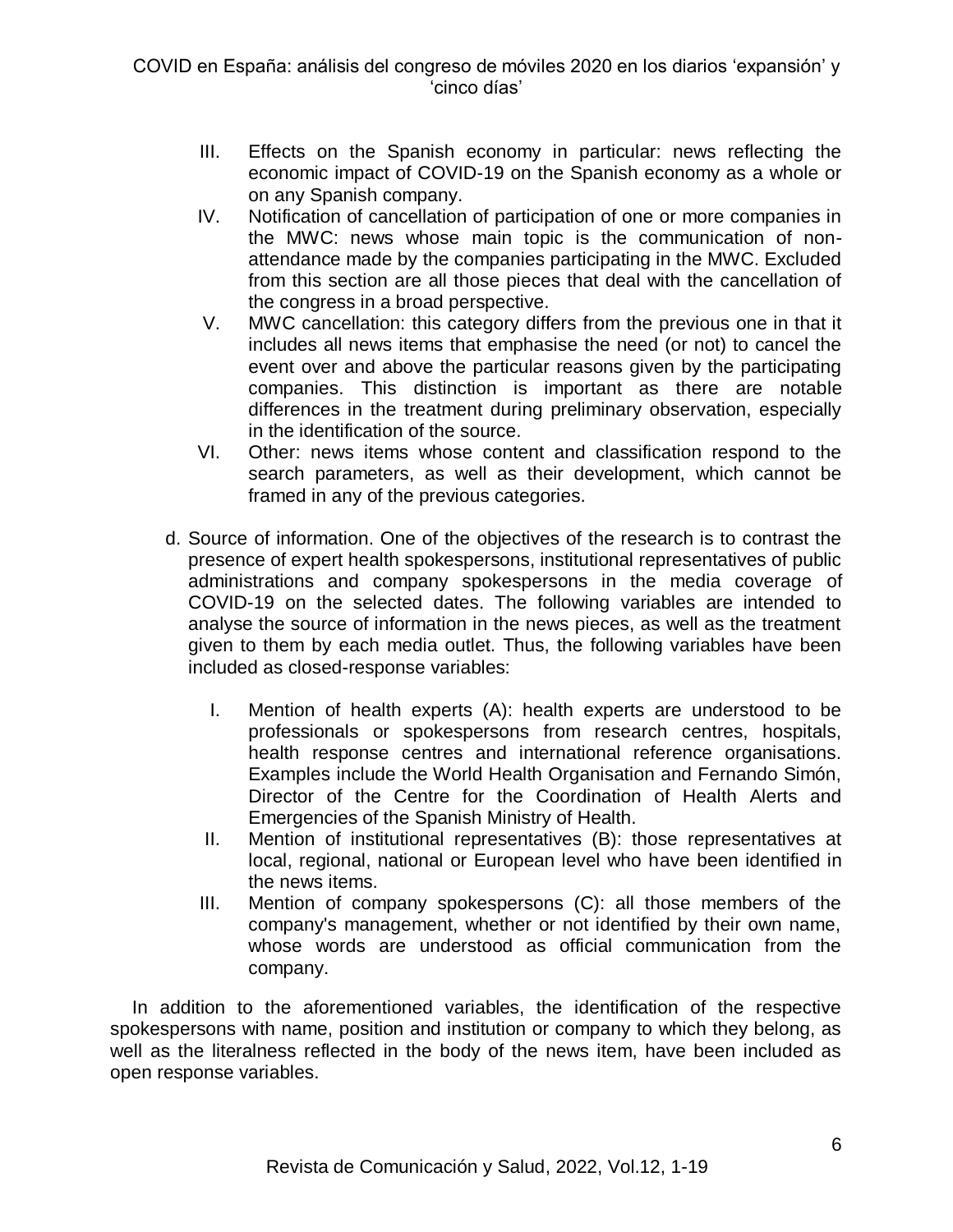III. Effects on the Spanish economy in particular: news reflecting the economic impact of COVID-19 on the Spanish economy as a whole or on any Spanish company.
IV. Notification of cancellation of participation of one or more companies in the MWC: news whose main topic is the communication of non-attendance made by the companies participating in the MWC. Excluded from this section are all those pieces that deal with the cancellation of the congress in a broad perspective.
V. MWC cancellation: this category differs from the previous one in that it includes all news items that emphasise the need (or not) to cancel the event over and above the particular reasons given by the participating companies. This distinction is important as there are notable differences in the treatment during preliminary observation, especially in the identification of the source.
VI. Other: news items whose content and classification respond to the search parameters, as well as their development, which cannot be framed in any of the previous categories.

d. Source of information. One of the objectives of the research is to contrast the presence of expert health spokespersons, institutional representatives of public administrations and company spokespersons in the media coverage of COVID-19 on the selected dates. The following variables are intended to analyse the source of information in the news pieces, as well as the treatment given to them by each media outlet. Thus, the following variables have been included as closed-response variables:

   I. Mention of health experts (A): health experts are understood to be professionals or spokespersons from research centres, hospitals, health response centres and international reference organisations. Examples include the World Health Organisation and Fernando Simón, Director of the Centre for the Coordination of Health Alerts and Emergencies of the Spanish Ministry of Health.
   II. Mention of institutional representatives (B): those representatives at local, regional, national or European level who have been identified in the news items.
   III. Mention of company spokespersons (C): all those members of the company's management, whether or not identified by their own name, whose words are understood as official communication from the company.

In addition to the aforementioned variables, the identification of the respective spokespersons with name, position and institution or company to which they belong, as well as the literalness reflected in the body of the news item, have been included as open response variables.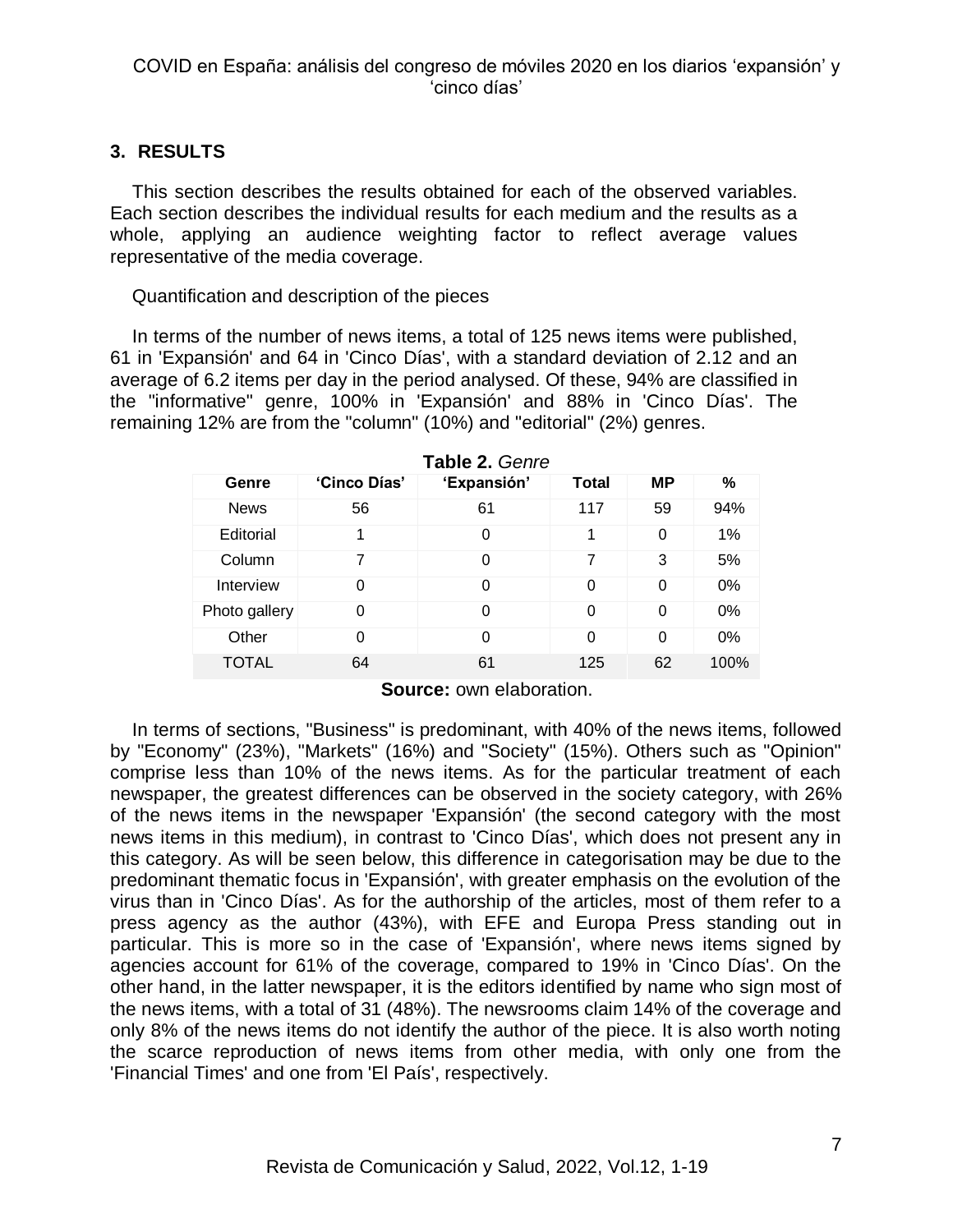## 3. RESULTS

This section describes the results obtained for each of the observed variables. Each section describes the individual results for each medium and the results as a whole, applying an audience weighting factor to reflect average values representative of the media coverage.

Quantification and description of the pieces

In terms of the number of news items, a total of 125 news items were published, 61 in 'Expansión' and 64 in 'Cinco Días', with a standard deviation of 2.12 and an average of 6.2 items per day in the period analysed. Of these, 94% are classified in the "informative" genre, 100% in 'Expansión' and 88% in 'Cinco Días'. The remaining 12% are from the "column" (10%) and "editorial" (2%) genres.

**Table 2.** *Genre*

| Genre | 'Cinco Días' | 'Expansión' | Total | MP | % |
|---|---|---|---|---|---|
| News | 56 | 61 | 117 | 59 | 94% |
| Editorial | 1 | 0 | 1 | 0 | 1% |
| Column | 7 | 0 | 7 | 3 | 5% |
| Interview | 0 | 0 | 0 | 0 | 0% |
| Photo gallery | 0 | 0 | 0 | 0 | 0% |
| Other | 0 | 0 | 0 | 0 | 0% |
| TOTAL | 64 | 61 | 125 | 62 | 100% |

**Source:** own elaboration.

In terms of sections, "Business" is predominant, with 40% of the news items, followed by "Economy" (23%), "Markets" (16%) and "Society" (15%). Others such as "Opinion" comprise less than 10% of the news items. As for the particular treatment of each newspaper, the greatest differences can be observed in the society category, with 26% of the news items in the newspaper 'Expansión' (the second category with the most news items in this medium), in contrast to 'Cinco Días', which does not present any in this category. As will be seen below, this difference in categorisation may be due to the predominant thematic focus in 'Expansión', with greater emphasis on the evolution of the virus than in 'Cinco Días'. As for the authorship of the articles, most of them refer to a press agency as the author (43%), with EFE and Europa Press standing out in particular. This is more so in the case of 'Expansión', where news items signed by agencies account for 61% of the coverage, compared to 19% in 'Cinco Días'. On the other hand, in the latter newspaper, it is the editors identified by name who sign most of the news items, with a total of 31 (48%). The newsrooms claim 14% of the coverage and only 8% of the news items do not identify the author of the piece. It is also worth noting the scarce reproduction of news items from other media, with only one from the 'Financial Times' and one from 'El País', respectively.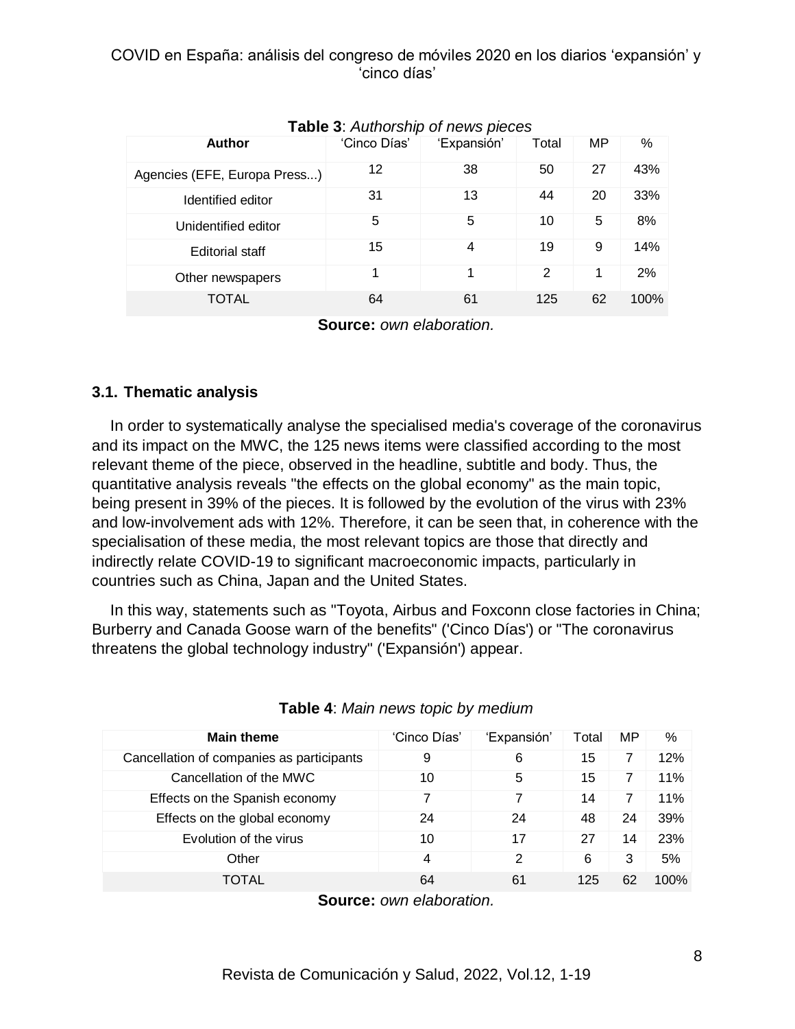**Table 3**: *Authorship of news pieces*

| Author | 'Cinco Días' | 'Expansión' | Total | MP | % |
|---|---|---|---|---|---|
| Agencies (EFE, Europa Press...) | 12 | 38 | 50 | 27 | 43% |
| Identified editor | 31 | 13 | 44 | 20 | 33% |
| Unidentified editor | 5 | 5 | 10 | 5 | 8% |
| Editorial staff | 15 | 4 | 19 | 9 | 14% |
| Other newspapers | 1 | 1 | 2 | 1 | 2% |
| TOTAL | 64 | 61 | 125 | 62 | 100% |

**Source:** *own elaboration.*

### 3.1. Thematic analysis

In order to systematically analyse the specialised media's coverage of the coronavirus and its impact on the MWC, the 125 news items were classified according to the most relevant theme of the piece, observed in the headline, subtitle and body. Thus, the quantitative analysis reveals "the effects on the global economy" as the main topic, being present in 39% of the pieces. It is followed by the evolution of the virus with 23% and low-involvement ads with 12%. Therefore, it can be seen that, in coherence with the specialisation of these media, the most relevant topics are those that directly and indirectly relate COVID-19 to significant macroeconomic impacts, particularly in countries such as China, Japan and the United States.

In this way, statements such as "Toyota, Airbus and Foxconn close factories in China; Burberry and Canada Goose warn of the benefits" ('Cinco Días') or "The coronavirus threatens the global technology industry" ('Expansión') appear.

**Table 4**: *Main news topic by medium*

| Main theme | 'Cinco Días' | 'Expansión' | Total | MP | % |
|---|---|---|---|---|---|
| Cancellation of companies as participants | 9 | 6 | 15 | 7 | 12% |
| Cancellation of the MWC | 10 | 5 | 15 | 7 | 11% |
| Effects on the Spanish economy | 7 | 7 | 14 | 7 | 11% |
| Effects on the global economy | 24 | 24 | 48 | 24 | 39% |
| Evolution of the virus | 10 | 17 | 27 | 14 | 23% |
| Other | 4 | 2 | 6 | 3 | 5% |
| TOTAL | 64 | 61 | 125 | 62 | 100% |

**Source:** *own elaboration.*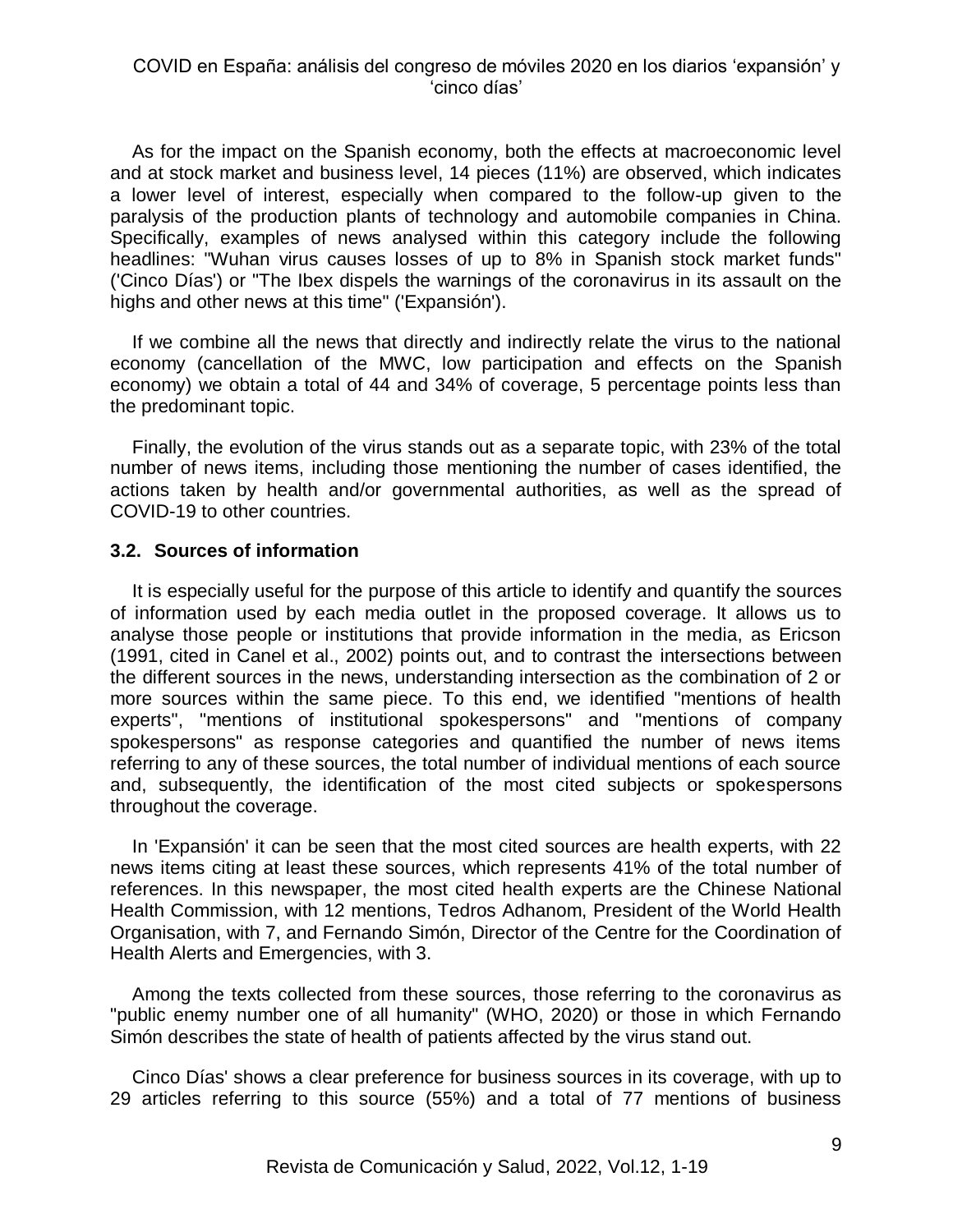As for the impact on the Spanish economy, both the effects at macroeconomic level and at stock market and business level, 14 pieces (11%) are observed, which indicates a lower level of interest, especially when compared to the follow-up given to the paralysis of the production plants of technology and automobile companies in China. Specifically, examples of news analysed within this category include the following headlines: "Wuhan virus causes losses of up to 8% in Spanish stock market funds" ('Cinco Días') or "The Ibex dispels the warnings of the coronavirus in its assault on the highs and other news at this time" ('Expansión').

If we combine all the news that directly and indirectly relate the virus to the national economy (cancellation of the MWC, low participation and effects on the Spanish economy) we obtain a total of 44 and 34% of coverage, 5 percentage points less than the predominant topic.

Finally, the evolution of the virus stands out as a separate topic, with 23% of the total number of news items, including those mentioning the number of cases identified, the actions taken by health and/or governmental authorities, as well as the spread of COVID-19 to other countries.

### 3.2. Sources of information

It is especially useful for the purpose of this article to identify and quantify the sources of information used by each media outlet in the proposed coverage. It allows us to analyse those people or institutions that provide information in the media, as Ericson (1991, cited in Canel et al., 2002) points out, and to contrast the intersections between the different sources in the news, understanding intersection as the combination of 2 or more sources within the same piece. To this end, we identified "mentions of health experts", "mentions of institutional spokespersons" and "mentions of company spokespersons" as response categories and quantified the number of news items referring to any of these sources, the total number of individual mentions of each source and, subsequently, the identification of the most cited subjects or spokespersons throughout the coverage.

In 'Expansión' it can be seen that the most cited sources are health experts, with 22 news items citing at least these sources, which represents 41% of the total number of references. In this newspaper, the most cited health experts are the Chinese National Health Commission, with 12 mentions, Tedros Adhanom, President of the World Health Organisation, with 7, and Fernando Simón, Director of the Centre for the Coordination of Health Alerts and Emergencies, with 3.

Among the texts collected from these sources, those referring to the coronavirus as "public enemy number one of all humanity" (WHO, 2020) or those in which Fernando Simón describes the state of health of patients affected by the virus stand out.

Cinco Días' shows a clear preference for business sources in its coverage, with up to 29 articles referring to this source (55%) and a total of 77 mentions of business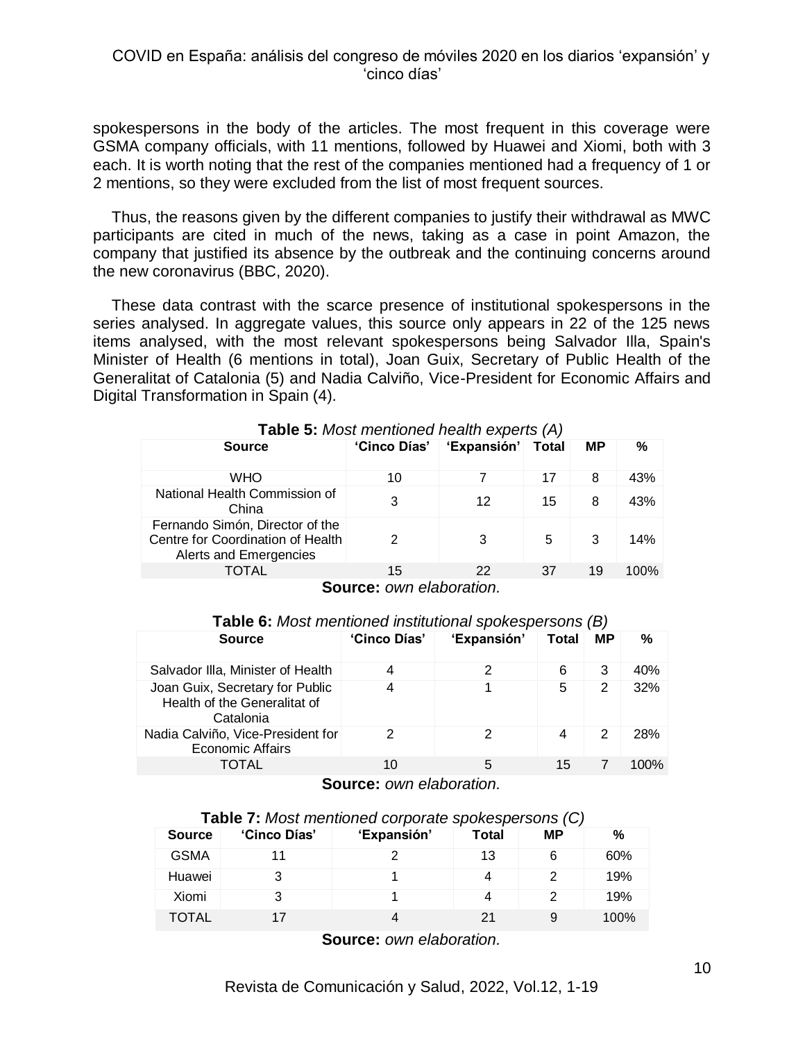spokespersons in the body of the articles. The most frequent in this coverage were GSMA company officials, with 11 mentions, followed by Huawei and Xiomi, both with 3 each. It is worth noting that the rest of the companies mentioned had a frequency of 1 or 2 mentions, so they were excluded from the list of most frequent sources.

Thus, the reasons given by the different companies to justify their withdrawal as MWC participants are cited in much of the news, taking as a case in point Amazon, the company that justified its absence by the outbreak and the continuing concerns around the new coronavirus (BBC, 2020).

These data contrast with the scarce presence of institutional spokespersons in the series analysed. In aggregate values, this source only appears in 22 of the 125 news items analysed, with the most relevant spokespersons being Salvador Illa, Spain's Minister of Health (6 mentions in total), Joan Guix, Secretary of Public Health of the Generalitat of Catalonia (5) and Nadia Calviño, Vice-President for Economic Affairs and Digital Transformation in Spain (4).

**Table 5:** *Most mentioned health experts (A)*

| Source | 'Cinco Días' | 'Expansión' | Total | MP | % |
|---|---|---|---|---|---|
| WHO | 10 | 7 | 17 | 8 | 43% |
| National Health Commission of China | 3 | 12 | 15 | 8 | 43% |
| Fernando Simón, Director of the Centre for Coordination of Health Alerts and Emergencies | 2 | 3 | 5 | 3 | 14% |
| TOTAL | 15 | 22 | 37 | 19 | 100% |

**Source:** *own elaboration.*

**Table 6:** *Most mentioned institutional spokespersons (B)*

| Source | 'Cinco Días' | 'Expansión' | Total | MP | % |
|---|---|---|---|---|---|
| Salvador Illa, Minister of Health | 4 | 2 | 6 | 3 | 40% |
| Joan Guix, Secretary for Public Health of the Generalitat of Catalonia | 4 | 1 | 5 | 2 | 32% |
| Nadia Calviño, Vice-President for Economic Affairs | 2 | 2 | 4 | 2 | 28% |
| TOTAL | 10 | 5 | 15 | 7 | 100% |

**Source:** *own elaboration.*

**Table 7:** *Most mentioned corporate spokespersons (C)*

| Source | 'Cinco Días' | 'Expansión' | Total | MP | % |
|---|---|---|---|---|---|
| GSMA | 11 | 2 | 13 | 6 | 60% |
| Huawei | 3 | 1 | 4 | 2 | 19% |
| Xiomi | 3 | 1 | 4 | 2 | 19% |
| TOTAL | 17 | 4 | 21 | 9 | 100% |

**Source:** *own elaboration.*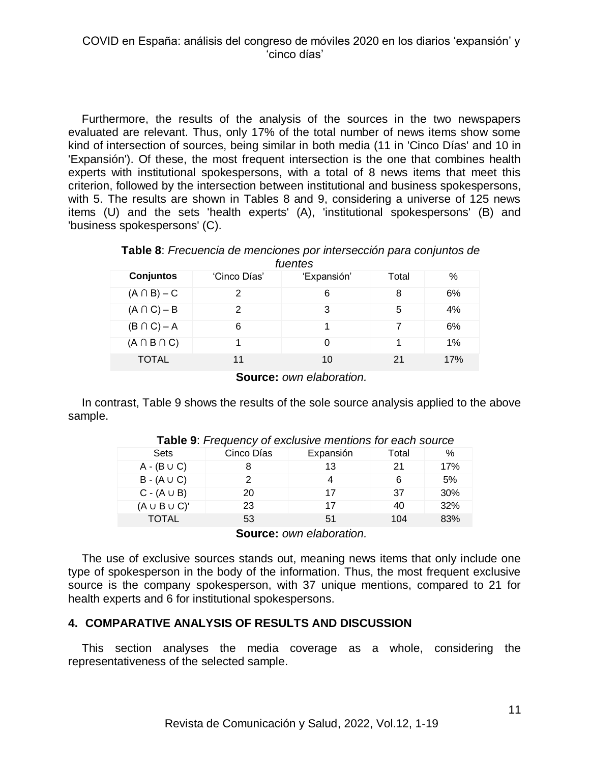Furthermore, the results of the analysis of the sources in the two newspapers evaluated are relevant. Thus, only 17% of the total number of news items show some kind of intersection of sources, being similar in both media (11 in 'Cinco Días' and 10 in 'Expansión'). Of these, the most frequent intersection is the one that combines health experts with institutional spokespersons, with a total of 8 news items that meet this criterion, followed by the intersection between institutional and business spokespersons, with 5. The results are shown in Tables 8 and 9, considering a universe of 125 news items (U) and the sets 'health experts' (A), 'institutional spokespersons' (B) and 'business spokespersons' (C).

**Table 8**: *Frecuencia de menciones por intersección para conjuntos de fuentes*

| Conjuntos | 'Cinco Días' | 'Expansión' | Total | % |
|---|---|---|---|---|
| $(A \cap B) - C$ | 2 | 6 | 8 | 6% |
| $(A \cap C) - B$ | 2 | 3 | 5 | 4% |
| $(B \cap C) - A$ | 6 | 1 | 7 | 6% |
| $(A \cap B \cap C)$ | 1 | 0 | 1 | 1% |
| TOTAL | 11 | 10 | 21 | 17% |

**Source:** *own elaboration.*

In contrast, Table 9 shows the results of the sole source analysis applied to the above sample.

**Table 9**: *Frequency of exclusive mentions for each source*

| Sets | Cinco Días | Expansión | Total | % |
|---|---|---|---|---|
| $A - (B \cup C)$ | 8 | 13 | 21 | 17% |
| $B - (A \cup C)$ | 2 | 4 | 6 | 5% |
| $C - (A \cup B)$ | 20 | 17 | 37 | 30% |
| $(A \cup B \cup C)'$ | 23 | 17 | 40 | 32% |
| TOTAL | 53 | 51 | 104 | 83% |

**Source:** *own elaboration.*

The use of exclusive sources stands out, meaning news items that only include one type of spokesperson in the body of the information. Thus, the most frequent exclusive source is the company spokesperson, with 37 unique mentions, compared to 21 for health experts and 6 for institutional spokespersons.

## 4. COMPARATIVE ANALYSIS OF RESULTS AND DISCUSSION

This section analyses the media coverage as a whole, considering the representativeness of the selected sample.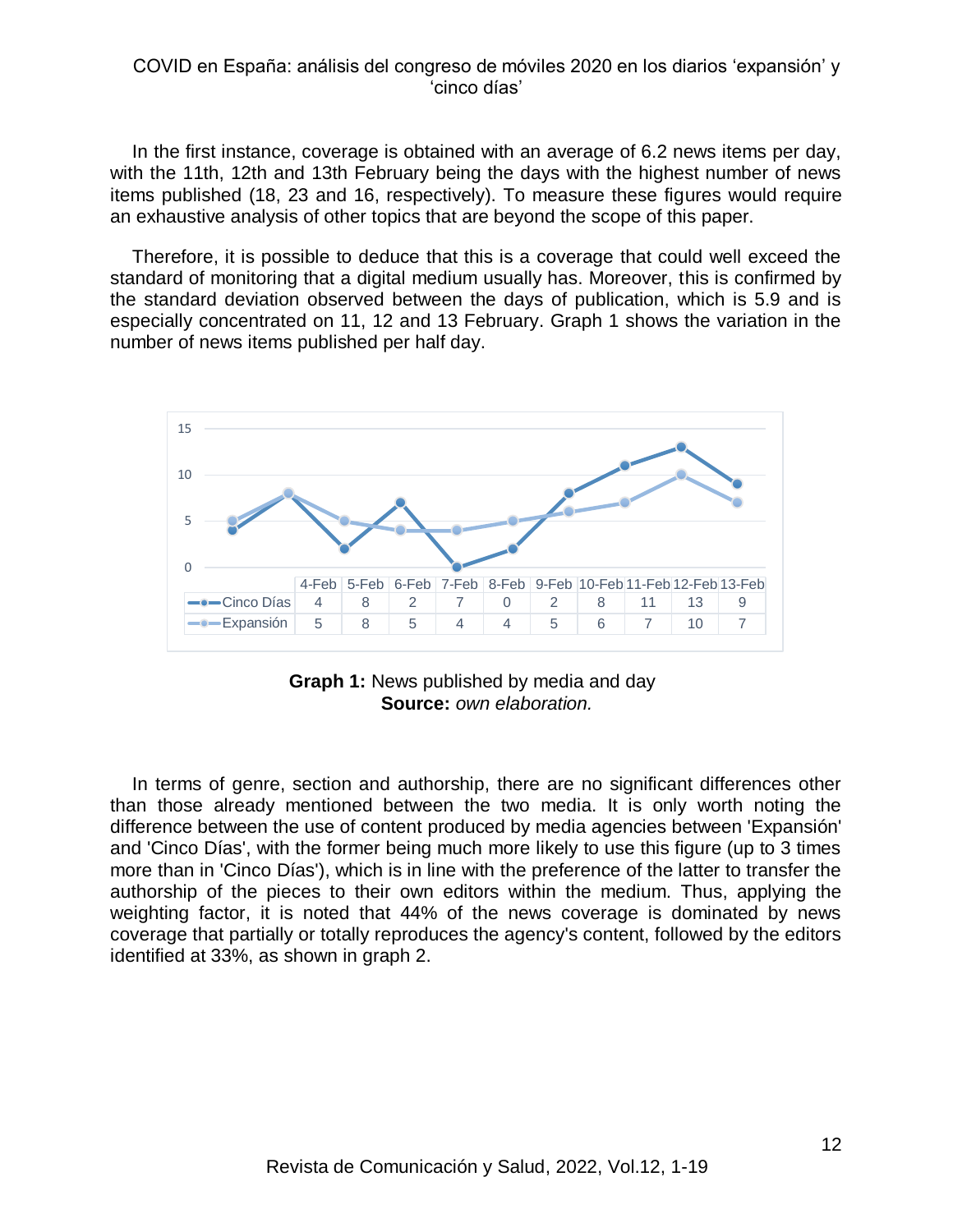In the first instance, coverage is obtained with an average of 6.2 news items per day, with the 11th, 12th and 13th February being the days with the highest number of news items published (18, 23 and 16, respectively). To measure these figures would require an exhaustive analysis of other topics that are beyond the scope of this paper.

Therefore, it is possible to deduce that this is a coverage that could well exceed the standard of monitoring that a digital medium usually has. Moreover, this is confirmed by the standard deviation observed between the days of publication, which is 5.9 and is especially concentrated on 11, 12 and 13 February. Graph 1 shows the variation in the number of news items published per half day.

| | 4-Feb | 5-Feb | 6-Feb | 7-Feb | 8-Feb | 9-Feb | 10-Feb | 11-Feb | 12-Feb | 13-Feb |
|---|---|---|---|---|---|---|---|---|---|---|
| Cinco Días | 4 | 8 | 2 | 7 | 0 | 2 | 8 | 11 | 13 | 9 |
| Expansión | 5 | 8 | 5 | 4 | 4 | 5 | 6 | 7 | 10 | 7 |

**Graph 1:** News published by media and day
**Source:** *own elaboration.*

In terms of genre, section and authorship, there are no significant differences other than those already mentioned between the two media. It is only worth noting the difference between the use of content produced by media agencies between 'Expansión' and 'Cinco Días', with the former being much more likely to use this figure (up to 3 times more than in 'Cinco Días'), which is in line with the preference of the latter to transfer the authorship of the pieces to their own editors within the medium. Thus, applying the weighting factor, it is noted that 44% of the news coverage is dominated by news coverage that partially or totally reproduces the agency's content, followed by the editors identified at 33%, as shown in graph 2.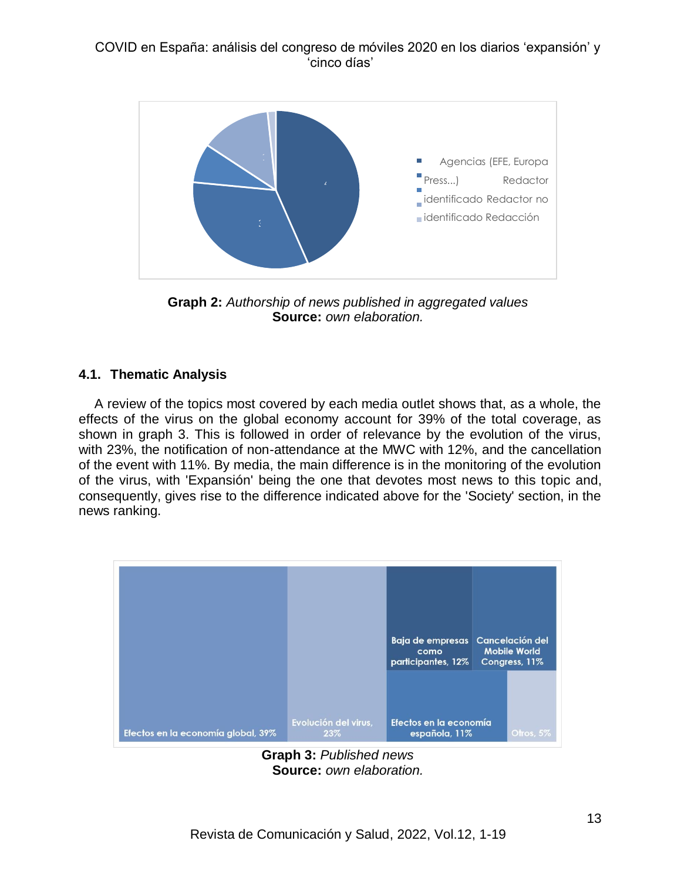Graph 2: *Authorship of news published in aggregated values*
**Source:** *own elaboration.*

### 4.1. Thematic Analysis

A review of the topics most covered by each media outlet shows that, as a whole, the effects of the virus on the global economy account for 39% of the total coverage, as shown in graph 3. This is followed in order of relevance by the evolution of the virus, with 23%, the notification of non-attendance at the MWC with 12%, and the cancellation of the event with 11%. By media, the main difference is in the monitoring of the evolution of the virus, with 'Expansión' being the one that devotes most news to this topic and, consequently, gives rise to the difference indicated above for the 'Society' section, in the news ranking.

**Graph 3:** *Published news*
**Source:** *own elaboration.*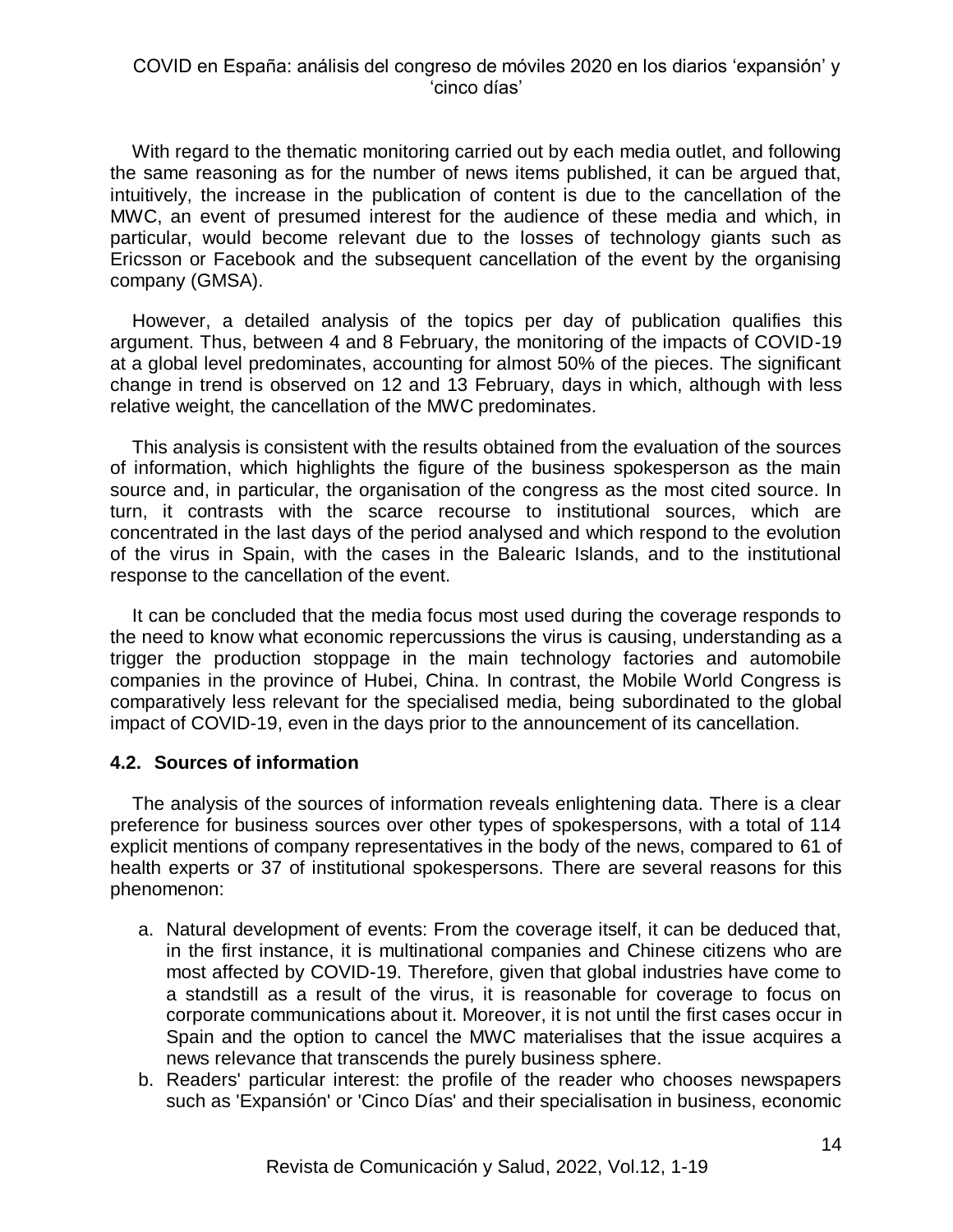With regard to the thematic monitoring carried out by each media outlet, and following the same reasoning as for the number of news items published, it can be argued that, intuitively, the increase in the publication of content is due to the cancellation of the MWC, an event of presumed interest for the audience of these media and which, in particular, would become relevant due to the losses of technology giants such as Ericsson or Facebook and the subsequent cancellation of the event by the organising company (GMSA).

However, a detailed analysis of the topics per day of publication qualifies this argument. Thus, between 4 and 8 February, the monitoring of the impacts of COVID-19 at a global level predominates, accounting for almost 50% of the pieces. The significant change in trend is observed on 12 and 13 February, days in which, although with less relative weight, the cancellation of the MWC predominates.

This analysis is consistent with the results obtained from the evaluation of the sources of information, which highlights the figure of the business spokesperson as the main source and, in particular, the organisation of the congress as the most cited source. In turn, it contrasts with the scarce recourse to institutional sources, which are concentrated in the last days of the period analysed and which respond to the evolution of the virus in Spain, with the cases in the Balearic Islands, and to the institutional response to the cancellation of the event.

It can be concluded that the media focus most used during the coverage responds to the need to know what economic repercussions the virus is causing, understanding as a trigger the production stoppage in the main technology factories and automobile companies in the province of Hubei, China. In contrast, the Mobile World Congress is comparatively less relevant for the specialised media, being subordinated to the global impact of COVID-19, even in the days prior to the announcement of its cancellation.

### 4.2. Sources of information

The analysis of the sources of information reveals enlightening data. There is a clear preference for business sources over other types of spokespersons, with a total of 114 explicit mentions of company representatives in the body of the news, compared to 61 of health experts or 37 of institutional spokespersons. There are several reasons for this phenomenon:

a. Natural development of events: From the coverage itself, it can be deduced that, in the first instance, it is multinational companies and Chinese citizens who are most affected by COVID-19. Therefore, given that global industries have come to a standstill as a result of the virus, it is reasonable for coverage to focus on corporate communications about it. Moreover, it is not until the first cases occur in Spain and the option to cancel the MWC materialises that the issue acquires a news relevance that transcends the purely business sphere.
b. Readers' particular interest: the profile of the reader who chooses newspapers such as 'Expansión' or 'Cinco Días' and their specialisation in business, economic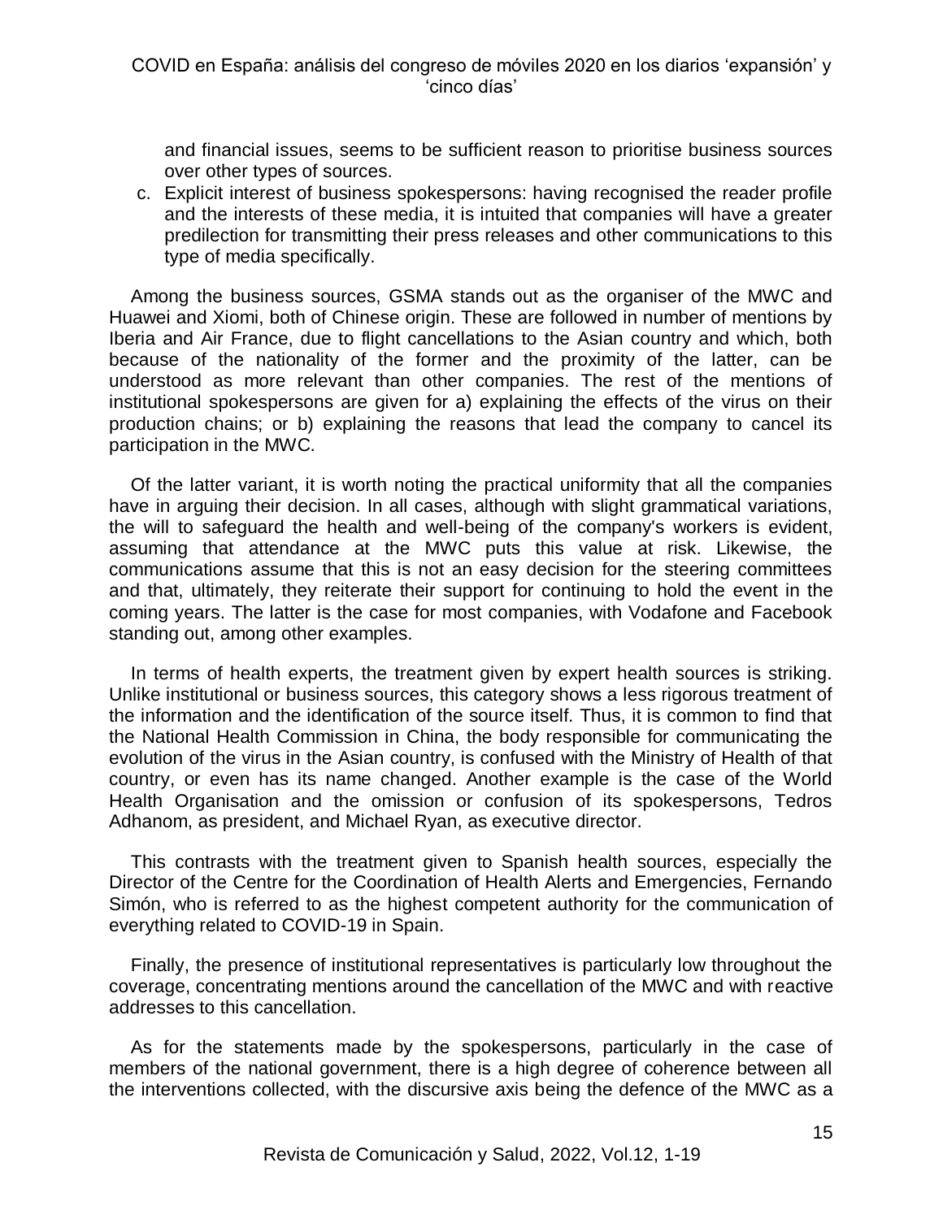and financial issues, seems to be sufficient reason to prioritise business sources over other types of sources.

c. Explicit interest of business spokespersons: having recognised the reader profile and the interests of these media, it is intuited that companies will have a greater predilection for transmitting their press releases and other communications to this type of media specifically.

Among the business sources, GSMA stands out as the organiser of the MWC and Huawei and Xiomi, both of Chinese origin. These are followed in number of mentions by Iberia and Air France, due to flight cancellations to the Asian country and which, both because of the nationality of the former and the proximity of the latter, can be understood as more relevant than other companies. The rest of the mentions of institutional spokespersons are given for a) explaining the effects of the virus on their production chains; or b) explaining the reasons that lead the company to cancel its participation in the MWC.

Of the latter variant, it is worth noting the practical uniformity that all the companies have in arguing their decision. In all cases, although with slight grammatical variations, the will to safeguard the health and well-being of the company's workers is evident, assuming that attendance at the MWC puts this value at risk. Likewise, the communications assume that this is not an easy decision for the steering committees and that, ultimately, they reiterate their support for continuing to hold the event in the coming years. The latter is the case for most companies, with Vodafone and Facebook standing out, among other examples.

In terms of health experts, the treatment given by expert health sources is striking. Unlike institutional or business sources, this category shows a less rigorous treatment of the information and the identification of the source itself. Thus, it is common to find that the National Health Commission in China, the body responsible for communicating the evolution of the virus in the Asian country, is confused with the Ministry of Health of that country, or even has its name changed. Another example is the case of the World Health Organisation and the omission or confusion of its spokespersons, Tedros Adhanom, as president, and Michael Ryan, as executive director.

This contrasts with the treatment given to Spanish health sources, especially the Director of the Centre for the Coordination of Health Alerts and Emergencies, Fernando Simón, who is referred to as the highest competent authority for the communication of everything related to COVID-19 in Spain.

Finally, the presence of institutional representatives is particularly low throughout the coverage, concentrating mentions around the cancellation of the MWC and with reactive addresses to this cancellation.

As for the statements made by the spokespersons, particularly in the case of members of the national government, there is a high degree of coherence between all the interventions collected, with the discursive axis being the defence of the MWC as a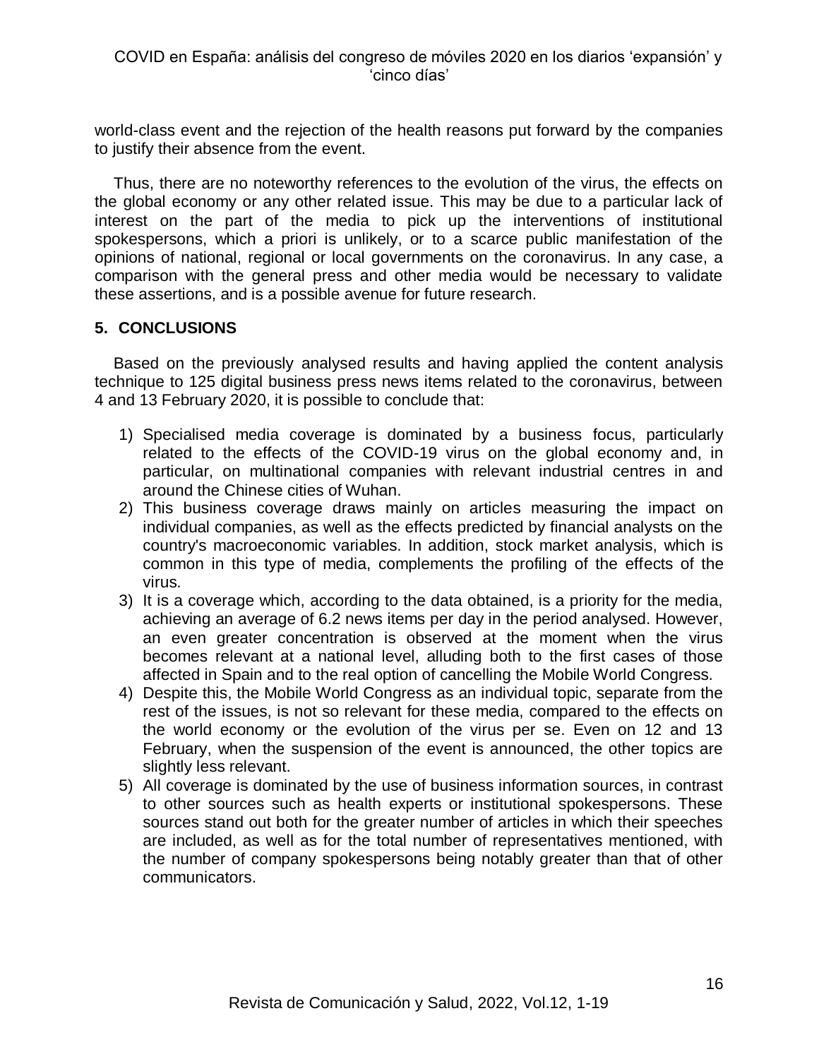world-class event and the rejection of the health reasons put forward by the companies to justify their absence from the event.

Thus, there are no noteworthy references to the evolution of the virus, the effects on the global economy or any other related issue. This may be due to a particular lack of interest on the part of the media to pick up the interventions of institutional spokespersons, which a priori is unlikely, or to a scarce public manifestation of the opinions of national, regional or local governments on the coronavirus. In any case, a comparison with the general press and other media would be necessary to validate these assertions, and is a possible avenue for future research.

## 5. CONCLUSIONS

Based on the previously analysed results and having applied the content analysis technique to 125 digital business press news items related to the coronavirus, between 4 and 13 February 2020, it is possible to conclude that:

1) Specialised media coverage is dominated by a business focus, particularly related to the effects of the COVID-19 virus on the global economy and, in particular, on multinational companies with relevant industrial centres in and around the Chinese cities of Wuhan.
2) This business coverage draws mainly on articles measuring the impact on individual companies, as well as the effects predicted by financial analysts on the country's macroeconomic variables. In addition, stock market analysis, which is common in this type of media, complements the profiling of the effects of the virus.
3) It is a coverage which, according to the data obtained, is a priority for the media, achieving an average of 6.2 news items per day in the period analysed. However, an even greater concentration is observed at the moment when the virus becomes relevant at a national level, alluding both to the first cases of those affected in Spain and to the real option of cancelling the Mobile World Congress.
4) Despite this, the Mobile World Congress as an individual topic, separate from the rest of the issues, is not so relevant for these media, compared to the effects on the world economy or the evolution of the virus per se. Even on 12 and 13 February, when the suspension of the event is announced, the other topics are slightly less relevant.
5) All coverage is dominated by the use of business information sources, in contrast to other sources such as health experts or institutional spokespersons. These sources stand out both for the greater number of articles in which their speeches are included, as well as for the total number of representatives mentioned, with the number of company spokespersons being notably greater than that of other communicators.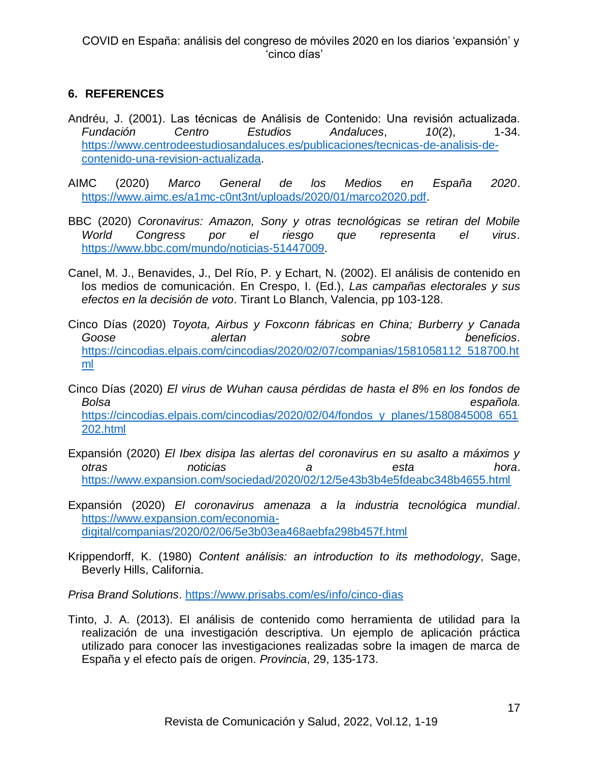## 6. REFERENCES

Andréu, J. (2001). Las técnicas de Análisis de Contenido: Una revisión actualizada. *Fundación Centro Estudios Andaluces*, *10*(2), 1-34. https://www.centrodeestudiosandaluces.es/publicaciones/tecnicas-de-analisis-de-contenido-una-revision-actualizada.

AIMC (2020) *Marco General de los Medios en España 2020*. https://www.aimc.es/a1mc-c0nt3nt/uploads/2020/01/marco2020.pdf.

BBC (2020) *Coronavirus: Amazon, Sony y otras tecnológicas se retiran del Mobile World Congress por el riesgo que representa el virus*. https://www.bbc.com/mundo/noticias-51447009.

Canel, M. J., Benavides, J., Del Río, P. y Echart, N. (2002). El análisis de contenido en los medios de comunicación. En Crespo, I. (Ed.), *Las campañas electorales y sus efectos en la decisión de voto*. Tirant Lo Blanch, Valencia, pp 103-128.

Cinco Días (2020) *Toyota, Airbus y Foxconn fábricas en China; Burberry y Canada Goose alertan sobre beneficios*. https://cincodias.elpais.com/cincodias/2020/02/07/companias/1581058112_518700.html

Cinco Días (2020) *El virus de Wuhan causa pérdidas de hasta el 8% en los fondos de Bolsa española.* https://cincodias.elpais.com/cincodias/2020/02/04/fondos_y_planes/1580845008_651202.html

Expansión (2020) *El Ibex disipa las alertas del coronavirus en su asalto a máximos y otras noticias a esta hora*. https://www.expansion.com/sociedad/2020/02/12/5e43b3b4e5fdeabc348b4655.html

Expansión (2020) *El coronavirus amenaza a la industria tecnológica mundial*. https://www.expansion.com/economia-digital/companias/2020/02/06/5e3b03ea468aebfa298b457f.html

Krippendorff, K. (1980) *Content análisis: an introduction to its methodology*, Sage, Beverly Hills, California.

*Prisa Brand Solutions*. https://www.prisabs.com/es/info/cinco-dias

Tinto, J. A. (2013). El análisis de contenido como herramienta de utilidad para la realización de una investigación descriptiva. Un ejemplo de aplicación práctica utilizado para conocer las investigaciones realizadas sobre la imagen de marca de España y el efecto país de origen. *Provincia*, 29, 135-173.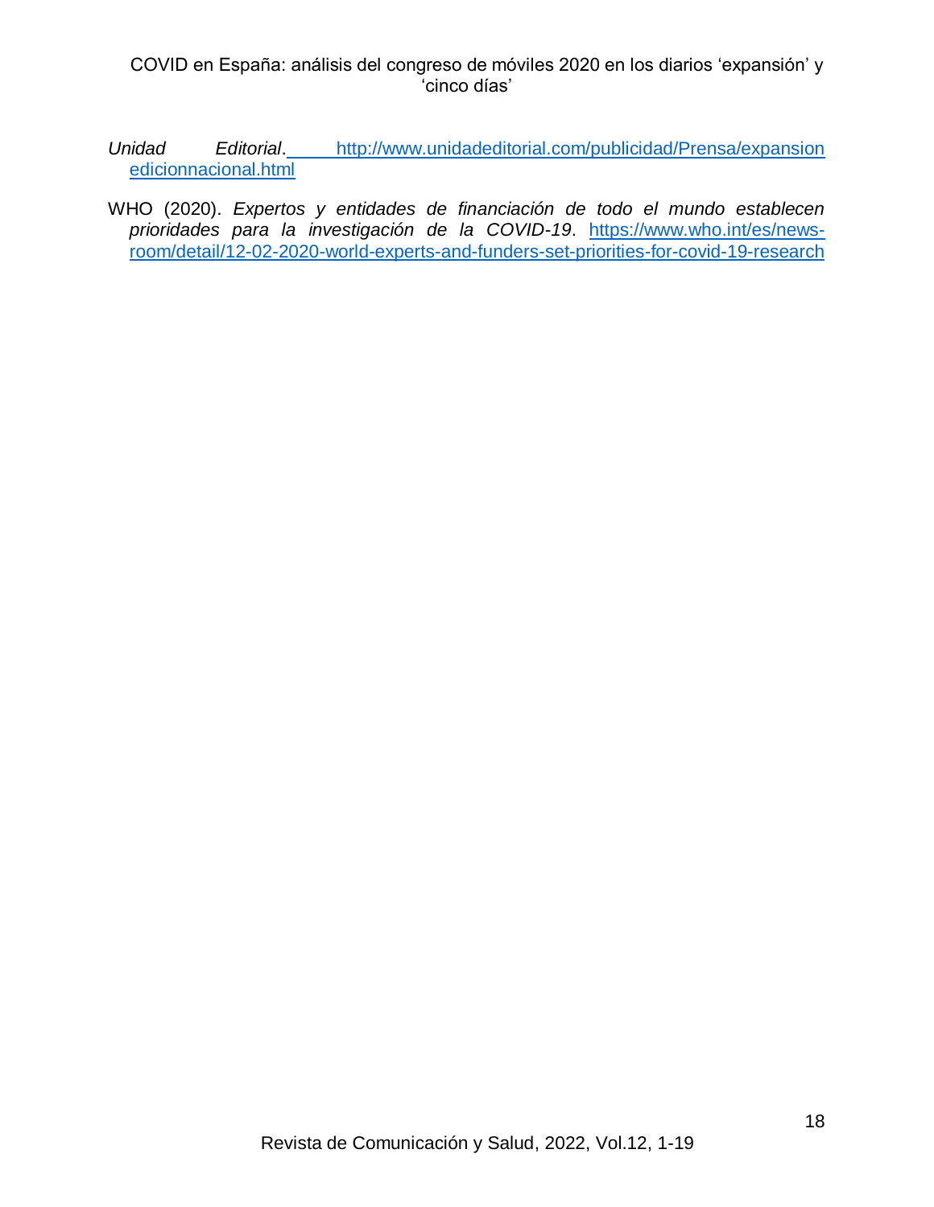*Unidad Editorial*. http://www.unidadeditorial.com/publicidad/Prensa/expansionedicionnacional.html

WHO (2020). *Expertos y entidades de financiación de todo el mundo establecen prioridades para la investigación de la COVID-19*. https://www.who.int/es/news-room/detail/12-02-2020-world-experts-and-funders-set-priorities-for-covid-19-research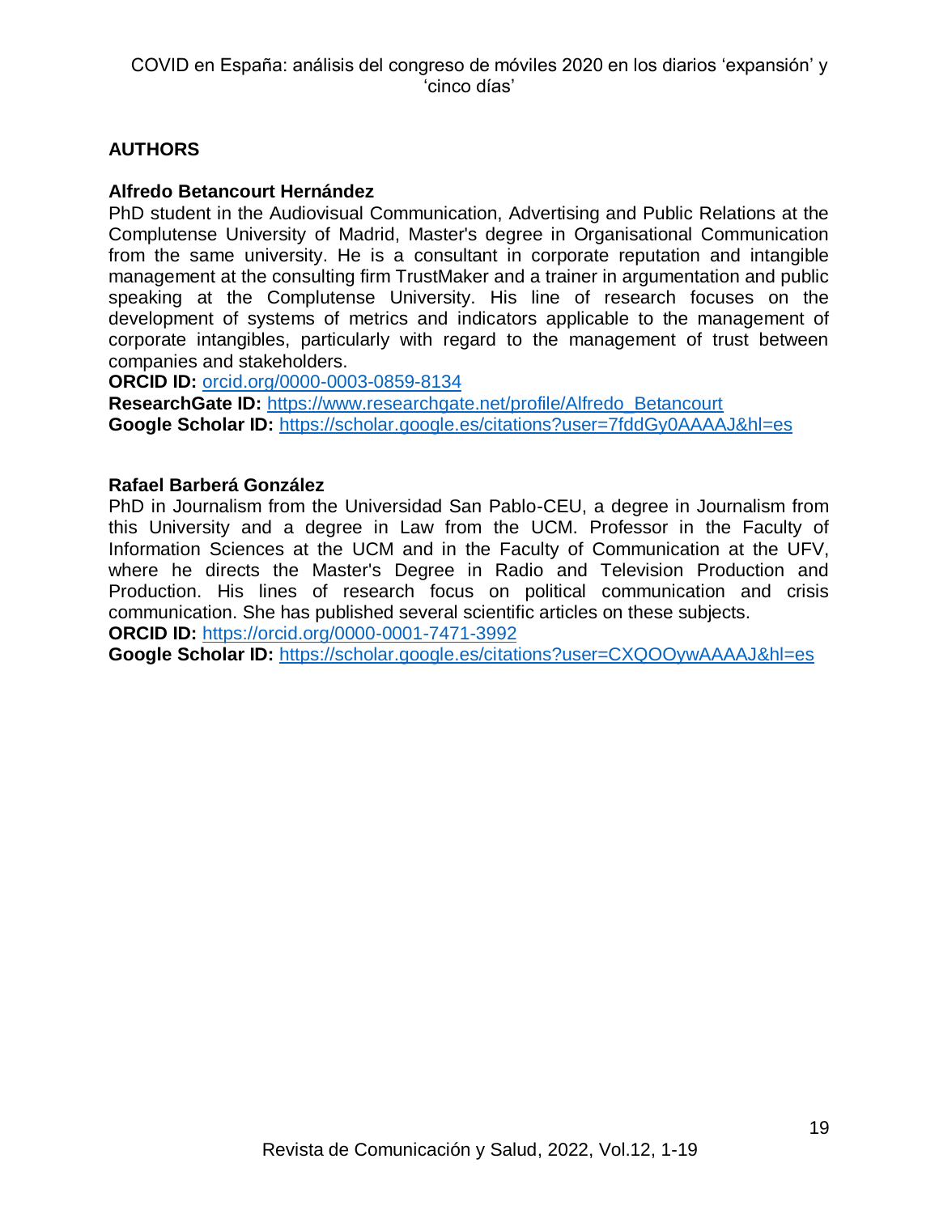## AUTHORS

**Alfredo Betancourt Hernández**

PhD student in the Audiovisual Communication, Advertising and Public Relations at the Complutense University of Madrid, Master's degree in Organisational Communication from the same university. He is a consultant in corporate reputation and intangible management at the consulting firm TrustMaker and a trainer in argumentation and public speaking at the Complutense University. His line of research focuses on the development of systems of metrics and indicators applicable to the management of corporate intangibles, particularly with regard to the management of trust between companies and stakeholders.

**ORCID ID:** orcid.org/0000-0003-0859-8134

**ResearchGate ID:** https://www.researchgate.net/profile/Alfredo_Betancourt

**Google Scholar ID:** https://scholar.google.es/citations?user=7fddGy0AAAAJ&hl=es

**Rafael Barberá González**

PhD in Journalism from the Universidad San Pablo-CEU, a degree in Journalism from this University and a degree in Law from the UCM. Professor in the Faculty of Information Sciences at the UCM and in the Faculty of Communication at the UFV, where he directs the Master's Degree in Radio and Television Production and Production. His lines of research focus on political communication and crisis communication. She has published several scientific articles on these subjects.

**ORCID ID:** https://orcid.org/0000-0001-7471-3992

**Google Scholar ID:** https://scholar.google.es/citations?user=CXQOOywAAAAJ&hl=es